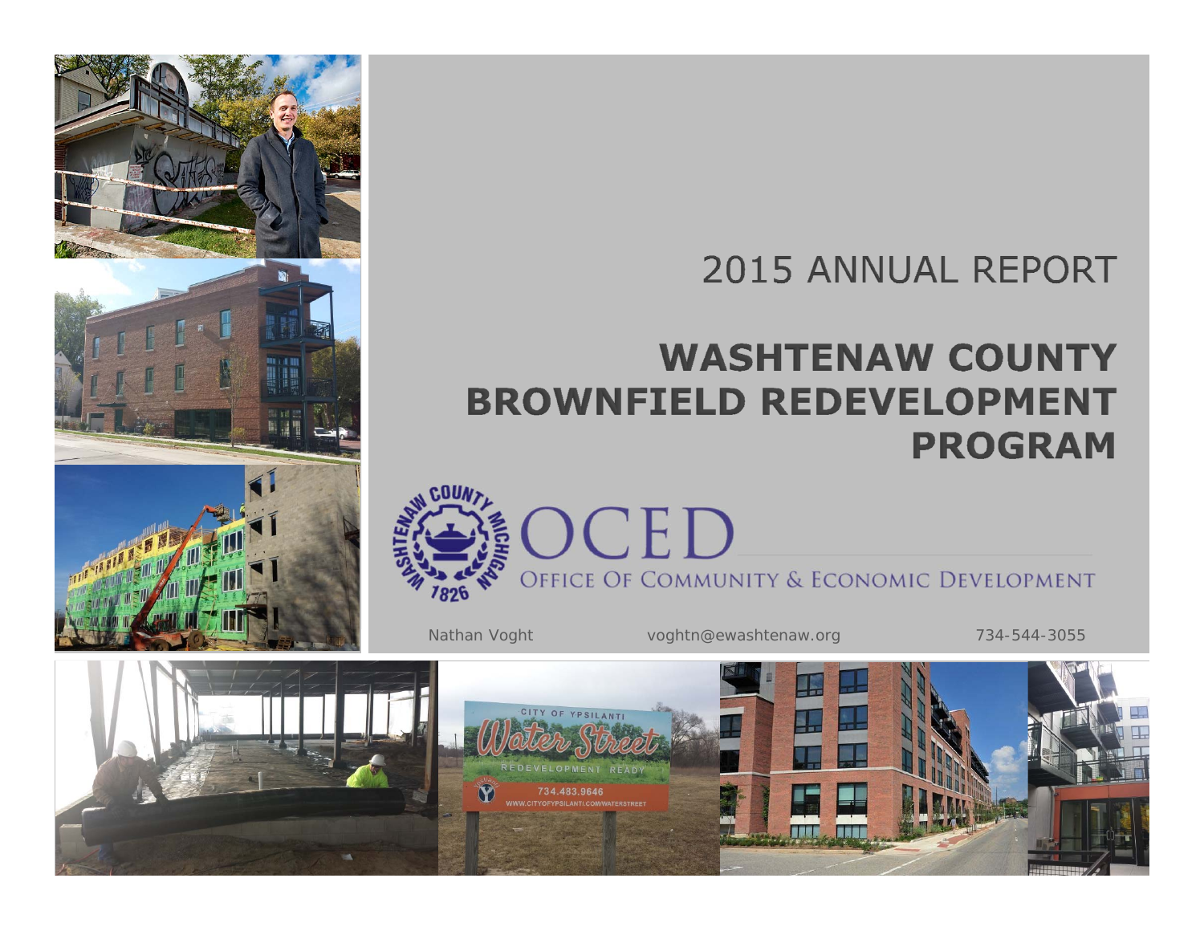2015 ANNUAL REPORT

# WASHTENAW COUNTY BROWNFIELD REDEVELOPMENT PROGRAM

OCED

OFFICE OF COMMUNITY & ECONOMIC DEVELOPMENT

Nathan Voght voghtn@ewashtenaw.org 734-544-3055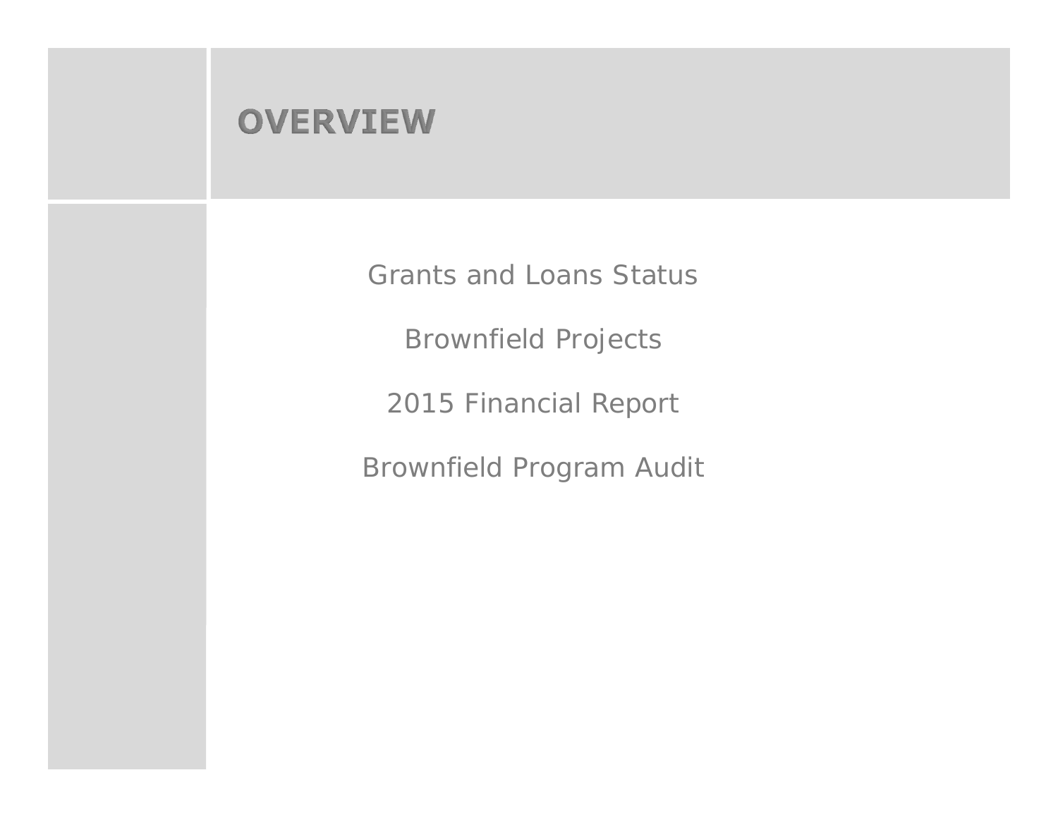# OVERVIEW

Grants and Loans Status

Brownfield Projects

2015 Financial Report

Brownfield Program Audit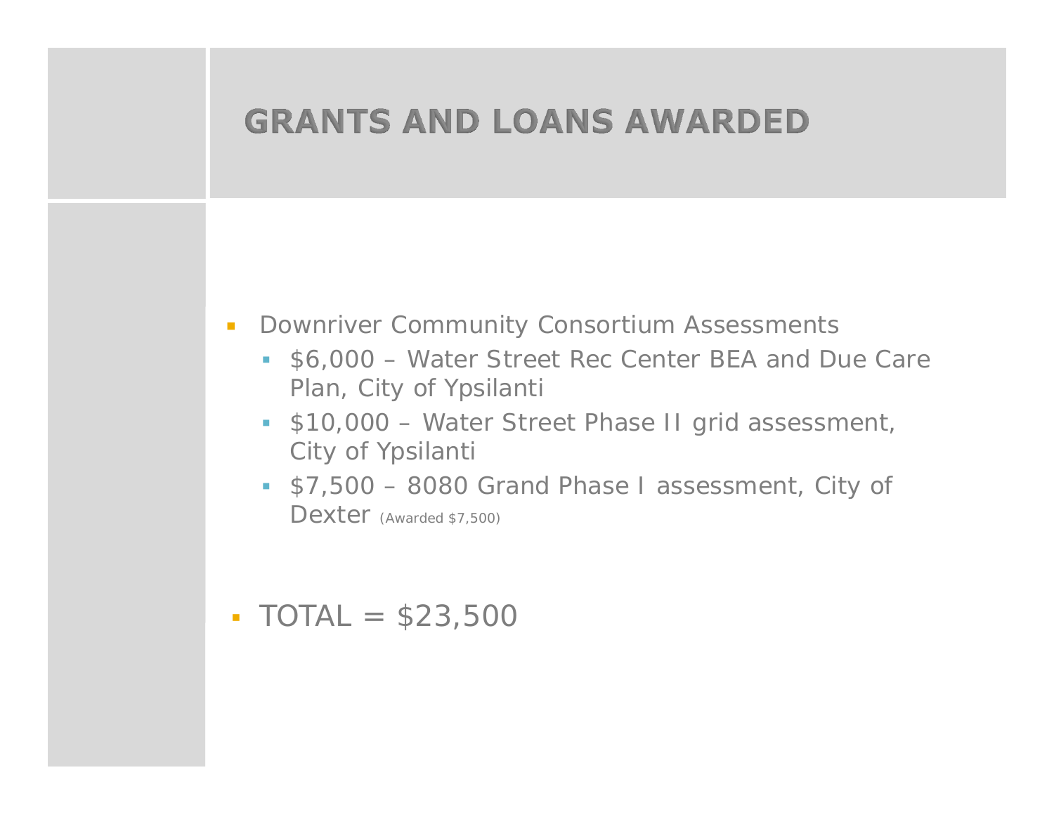# GRANTS AND LOANS AWARDED

- Downriver Community Consortium Assessments
  - $6,000 – Water Street Rec Center BEA and Due Care Plan, City of Ypsilanti
  - $10,000 – Water Street Phase II grid assessment, City of Ypsilanti
  - $7,500 – 8080 Grand Phase I assessment, City of Dexter (Awarded $7,500)

- TOTAL = $23,500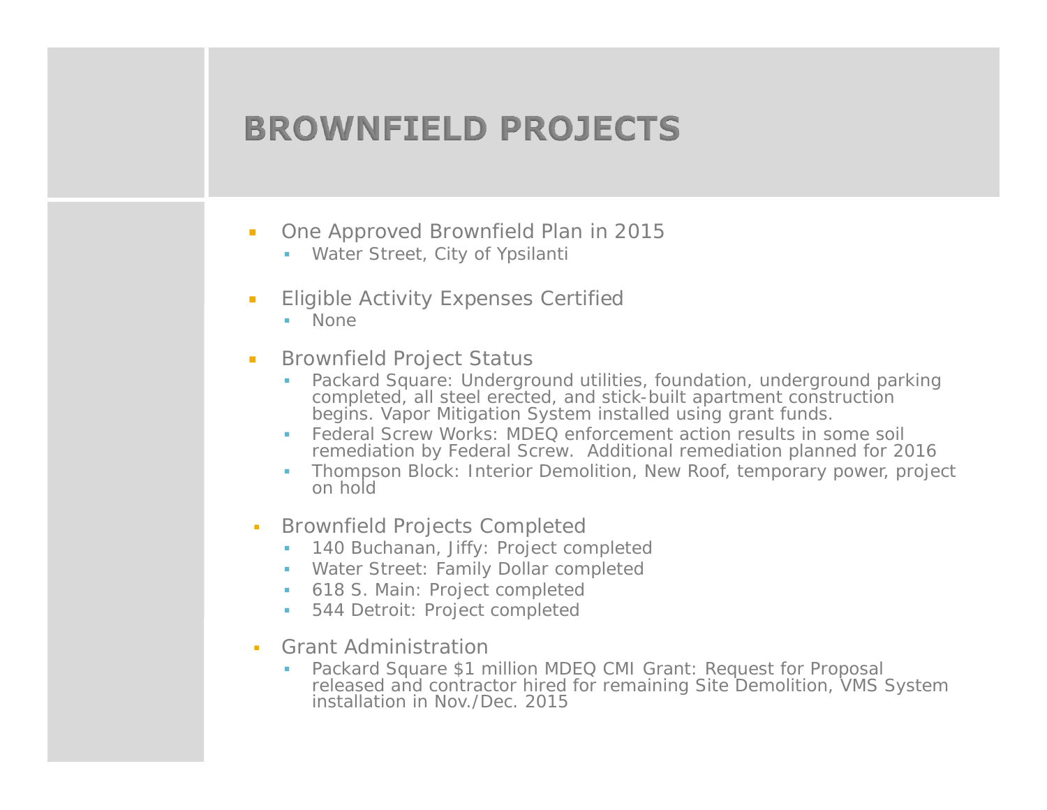# BROWNFIELD PROJECTS

- One Approved Brownfield Plan in 2015
  - Water Street, City of Ypsilanti
- Eligible Activity Expenses Certified
  - None
- Brownfield Project Status
  - Packard Square: Underground utilities, foundation, underground parking completed, all steel erected, and stick-built apartment construction begins. Vapor Mitigation System installed using grant funds.
  - Federal Screw Works: MDEQ enforcement action results in some soil remediation by Federal Screw. Additional remediation planned for 2016
  - Thompson Block: Interior Demolition, New Roof, temporary power, project on hold
- Brownfield Projects Completed
  - 140 Buchanan, Jiffy: Project completed
  - Water Street: Family Dollar completed
  - 618 S. Main: Project completed
  - 544 Detroit: Project completed
- Grant Administration
  - Packard Square $1 million MDEQ CMI Grant: Request for Proposal released and contractor hired for remaining Site Demolition, VMS System installation in Nov./Dec. 2015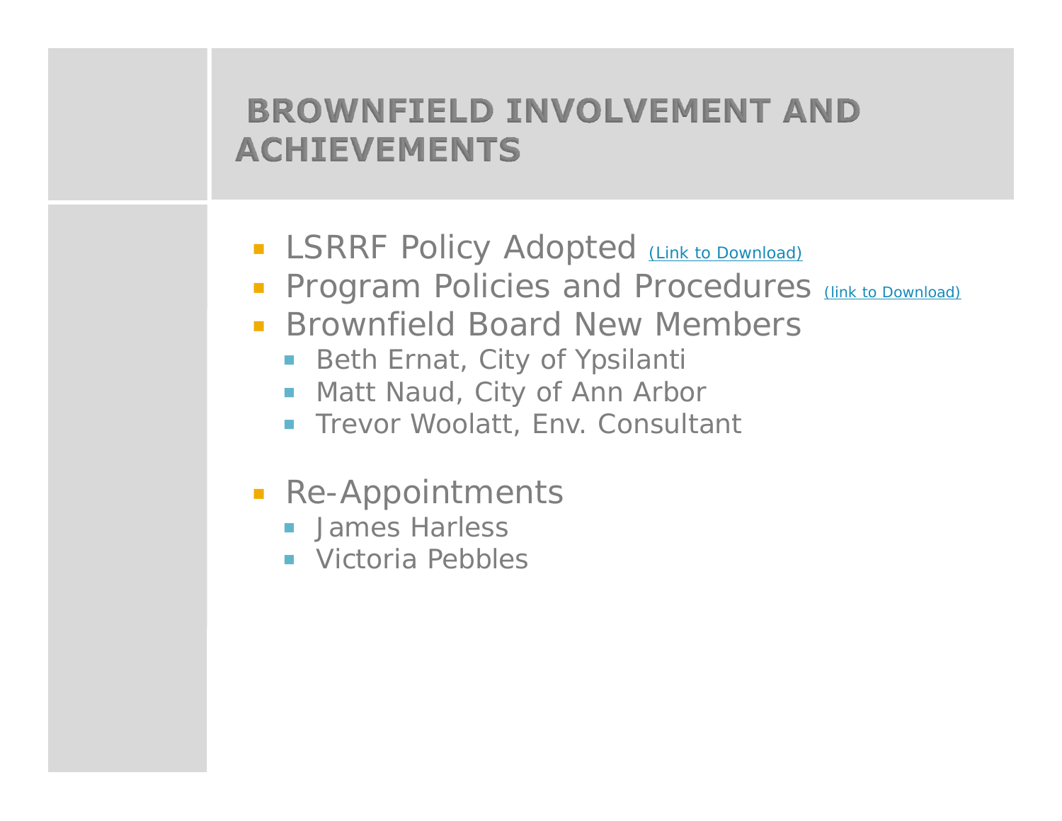# BROWNFIELD INVOLVEMENT AND ACHIEVEMENTS

- LSRRF Policy Adopted (Link to Download)
- Program Policies and Procedures (link to Download)
- Brownfield Board New Members
  - Beth Ernat, City of Ypsilanti
  - Matt Naud, City of Ann Arbor
  - Trevor Woolatt, Env. Consultant
- Re-Appointments
  - James Harless
  - Victoria Pebbles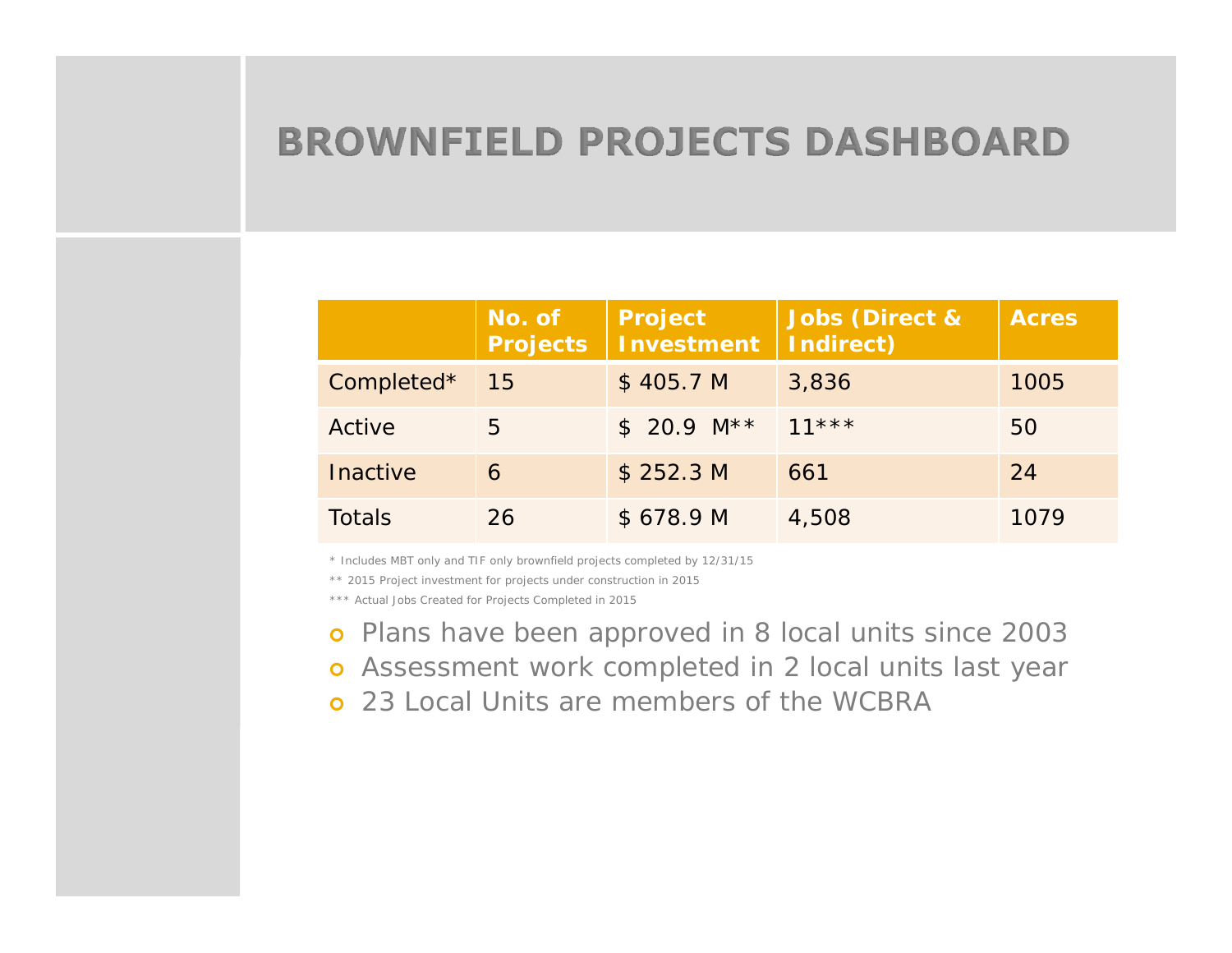# BROWNFIELD PROJECTS DASHBOARD

| | No. of Projects | Project Investment | Jobs (Direct & Indirect) | Acres |
|---|---|---|---|---|
| Completed* | 15 | $ 405.7 M | 3,836 | 1005 |
| Active | 5 | $ 20.9 M** | 11*** | 50 |
| Inactive | 6 | $ 252.3 M | 661 | 24 |
| Totals | 26 | $ 678.9 M | 4,508 | 1079 |

* Includes MBT only and TIF only brownfield projects completed by 12/31/15

** 2015 Project investment for projects under construction in 2015

*** Actual Jobs Created for Projects Completed in 2015

- Plans have been approved in 8 local units since 2003
- Assessment work completed in 2 local units last year
- 23 Local Units are members of the WCBRA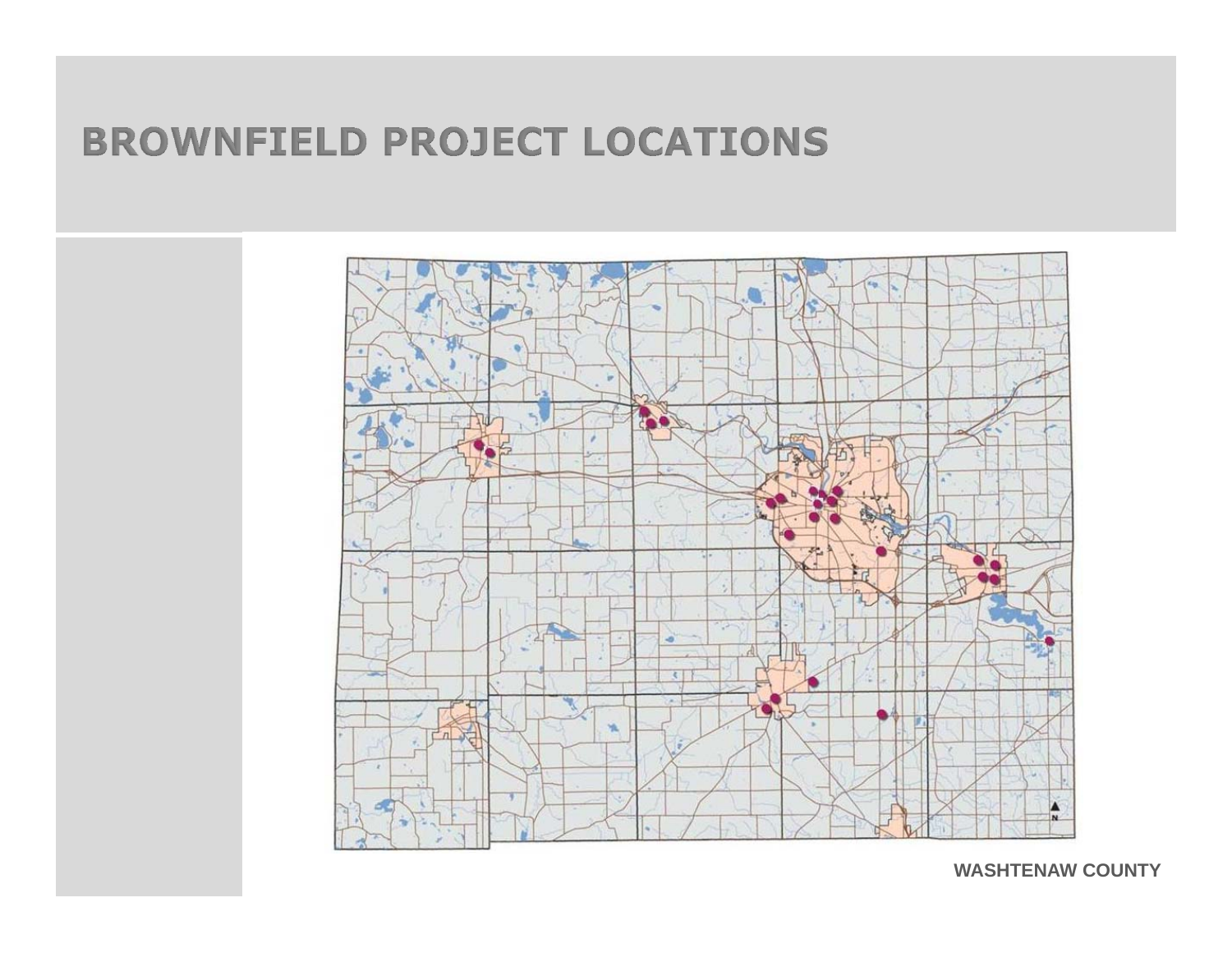# BROWNFIELD PROJECT LOCATIONS

WASHTENAW COUNTY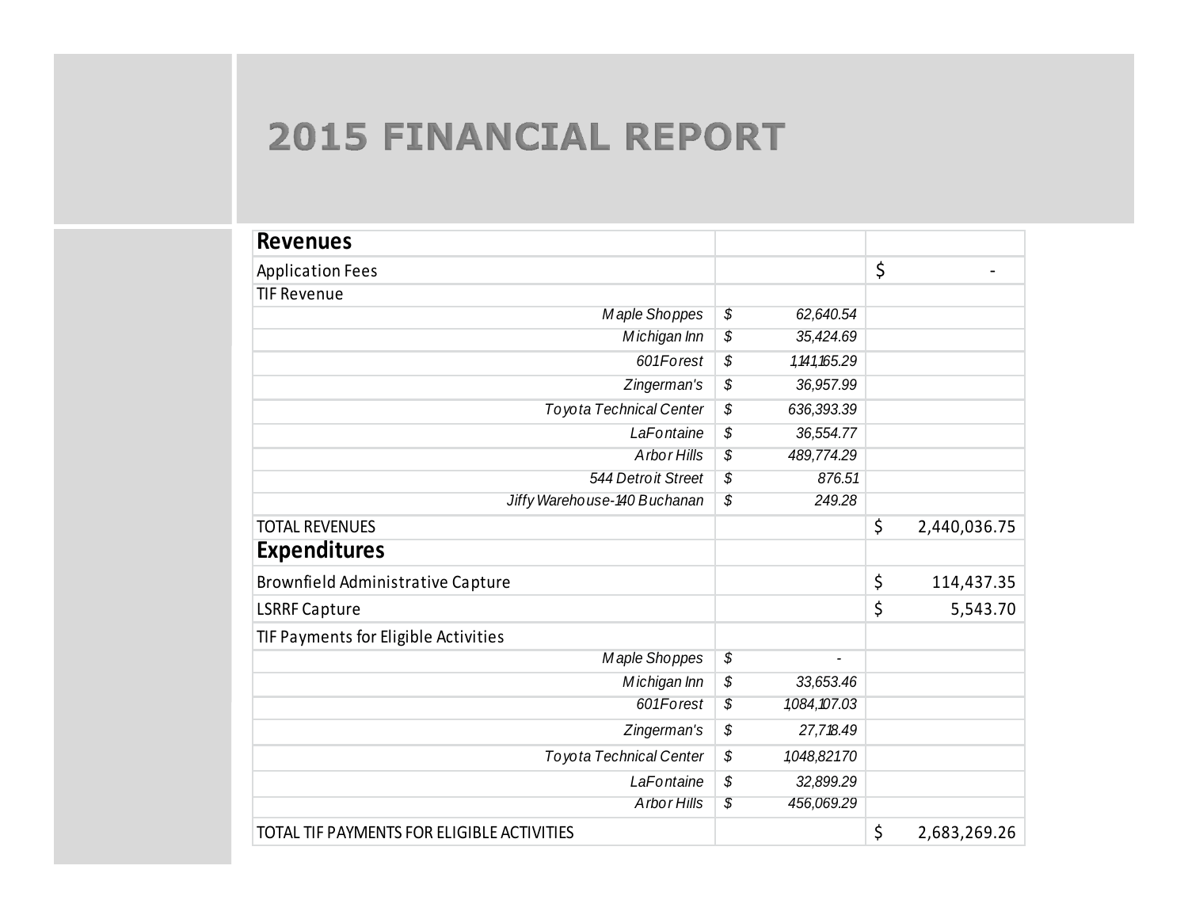# 2015 FINANCIAL REPORT

| **Revenues** | | |
|---|---|---|
| Application Fees | | $ - |
| TIF Revenue | | |
| *Maple Shoppes* | *$ 62,640.54* | |
| *Michigan Inn* | *$ 35,424.69* | |
| *601Forest* | *$ 1,141,165.29* | |
| *Zingerman's* | *$ 36,957.99* | |
| *Toyota Technical Center* | *$ 636,393.39* | |
| *LaFontaine* | *$ 36,554.77* | |
| *Arbor Hills* | *$ 489,774.29* | |
| *544 Detroit Street* | *$ 876.51* | |
| *Jiffy Warehouse-140 Buchanan* | *$ 249.28* | |
| TOTAL REVENUES | | $ 2,440,036.75 |
| **Expenditures** | | |
| Brownfield Administrative Capture | | $ 114,437.35 |
| LSRRF Capture | | $ 5,543.70 |
| TIF Payments for Eligible Activities | | |
| *Maple Shoppes* | *$ -* | |
| *Michigan Inn* | *$ 33,653.46* | |
| *601Forest* | *$ 1,084,107.03* | |
| *Zingerman's* | *$ 27,718.49* | |
| *Toyota Technical Center* | *$ 1,048,821.70* | |
| *LaFontaine* | *$ 32,899.29* | |
| *Arbor Hills* | *$ 456,069.29* | |
| TOTAL TIF PAYMENTS FOR ELIGIBLE ACTIVITIES | | $ 2,683,269.26 |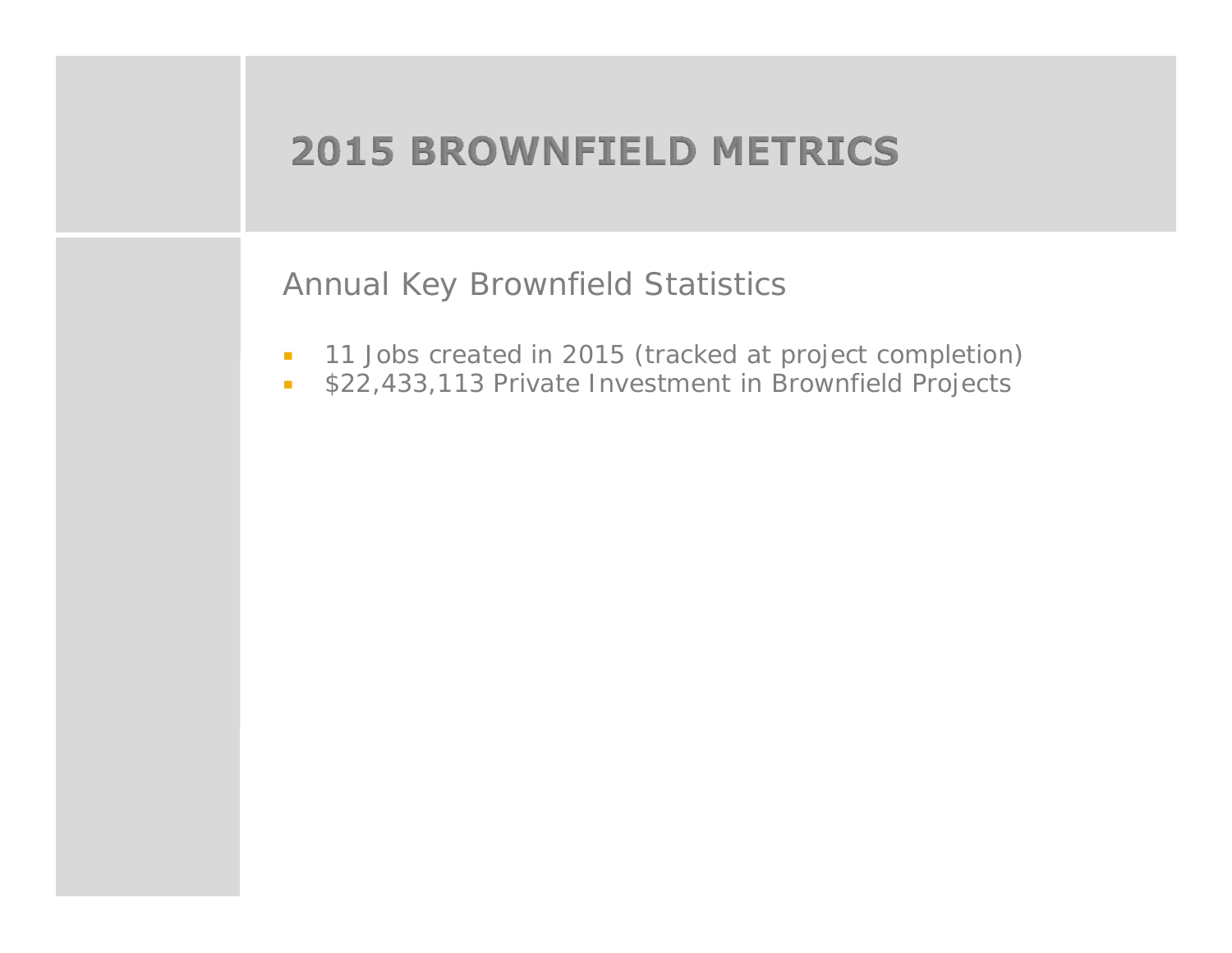# 2015 BROWNFIELD METRICS

## Annual Key Brownfield Statistics

- 11 Jobs created in 2015 (tracked at project completion)
- $22,433,113 Private Investment in Brownfield Projects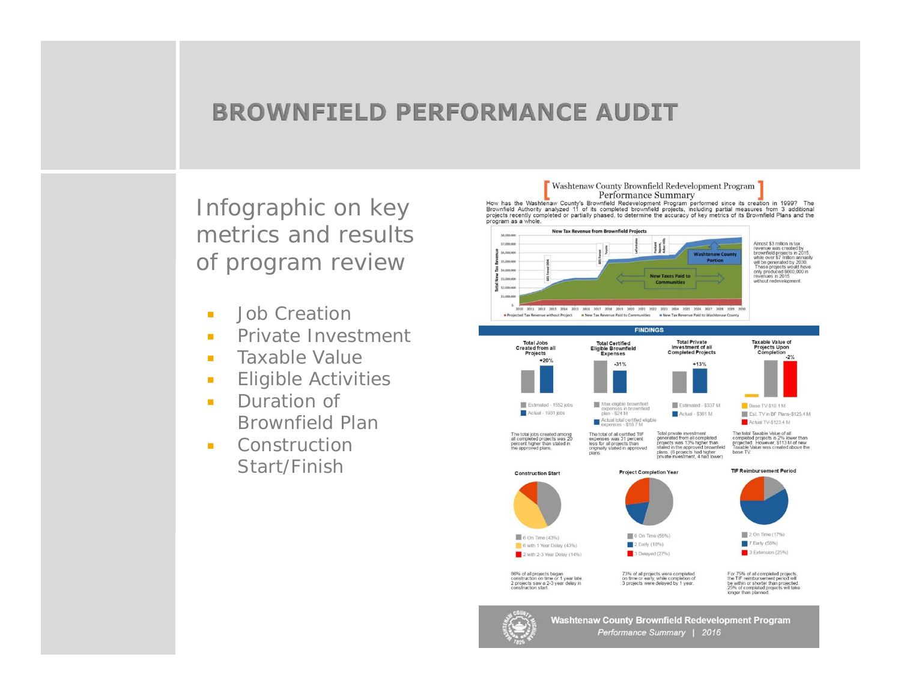# BROWNFIELD PERFORMANCE AUDIT

Infographic on key metrics and results of program review

- Job Creation
- Private Investment
- Taxable Value
- Eligible Activities
- Duration of Brownfield Plan
- Construction Start/Finish

## Washtenaw County Brownfield Redevelopment Program Performance Summary

How has the Washtenaw County's Brownfield Redevelopment Program performed since its creation in 1999? The Brownfield Authority analyzed 11 of its completed brownfield projects, including partial measures from 3 additional projects recently completed or partially phased, to determine the accuracy of key metrics of its Brownfield Plans and the program as a whole.

New Tax Revenue from Brownfield Projects

Total New Tax Revenue

$8,000,000
$7,000,000
$6,000,000
$5,000,000
$4,000,000
$3,000,000
$2,000,000
$1,000,000
$-

2010 2011 2012 2013 2014 2015 2016 2017 2018 2019 2020 2021 2022 2023 2024 2025 2026 2027 2028 2029 2030

Washtenaw County Portion

New Taxes Paid to Communities

Projected Tax Revenue without Project | New Tax Revenue Paid to Communities | New Tax Revenue Paid to Washtenaw County

Almost $3 million in tax revenue was created by brownfield projects in 2015, while over $7 million annually will be generated by 2030. These projects would have only produced $660,000 in revenues in 2015 without redevelopment.

### FINDINGS

**Total Jobs Created from all Projects**

+20%

Estimated - 1552 jobs
Actual - 1931 jobs

The total jobs created among all completed projects was 20 percent higher than stated in the approved plans.

**Total Certified Eligible Brownfield Expenses**

-31%

Max eligible brownfield expenses in brownfield plan - $24 M
Actual total certified eligible expenses - $16.7 M

The total of all certified TIF expenses was 31 percent less for all projects than originally stated in approved plans.

**Total Private Investment of all Completed Projects**

+13%

Estimated - $337 M
Actual - $381 M

Total private investment generated from all completed projects was 13% higher than stated in the approved brownfield plans. (6 projects had higher private investment, 4 had lower)

**Taxable Value of Projects Upon Completion**

-2%

Base TV-$10.1 M
Est. TV in BF Plans-$125.4 M
Actual TV-$123.4 M

The total Taxable Value of all completed projects is 2% lower than projected. However, $113 M of new Taxable Value was created above the base TV.

**Construction Start**

6 On Time (43%)
6 with 1 Year Delay (43%)
2 with 2-3 Year Delay (14%)

86% of all projects began construction on time or 1 year late. 2 projects saw a 2-3 year delay in construction start.

**Project Completion Year**

6 On Time (55%)
2 Early (18%)
3 Delayed (27%)

73% of all projects were completed on time or early, while completion of 3 projects were delayed by 1 year.

**TIF Reimbursement Period**

2 On Time (17%)
7 Early (58%)
3 Extension (25%)

For 75% of all completed projects, the TIF reimbursement period will be within or shorter than projected. 25% of completed projects will take longer than planned.

**Washtenaw County Brownfield Redevelopment Program**
*Performance Summary | 2016*